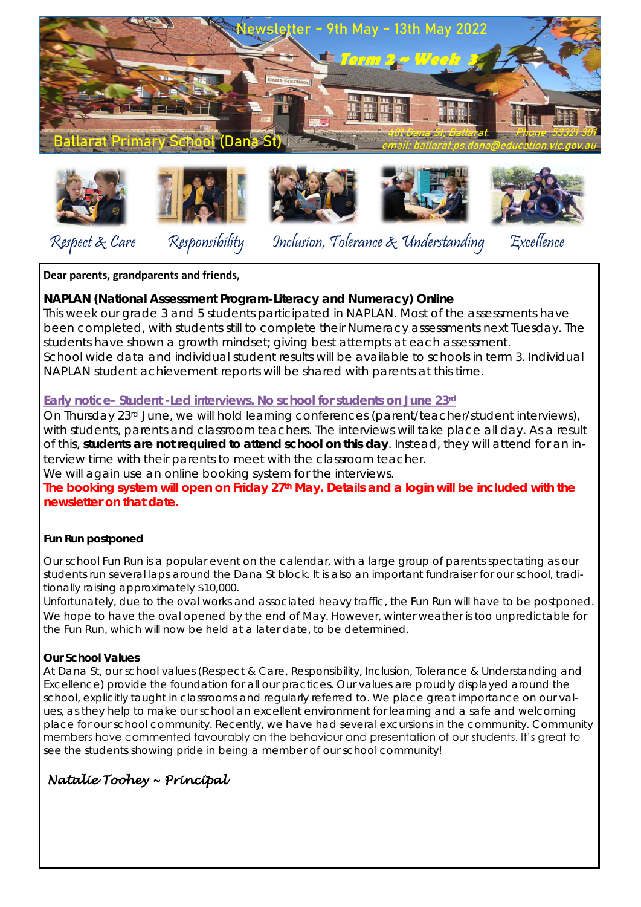Newsletter ~ 9th May ~ 13th May 2022

**Term 2 ~ Week 3**

Ballarat Primary School (Dana St)

401 Dana St, Ballarat. Phone 53321 301
email: ballarat.ps.dana@education.vic.gov.au

*Respect & Care* *Responsibility* *Inclusion, Tolerance & Understanding* *Excellence*

**Dear parents, grandparents and friends,**

**NAPLAN (National Assessment Program-Literacy and Numeracy) Online**

This week our grade 3 and 5 students participated in NAPLAN. Most of the assessments have been completed, with students still to complete their Numeracy assessments next Tuesday. The students have shown a growth mindset; giving best attempts at each assessment.
School wide data and individual student results will be available to schools in term 3. Individual NAPLAN student achievement reports will be shared with parents at this time.

**Early notice- Student -Led interviews. No school for students on June 23rd**

On Thursday 23rd June, we will hold learning conferences (parent/teacher/student interviews), with students, parents and classroom teachers. The interviews will take place all day. As a result of this, **students are not required to attend school on this day**. Instead, they will attend for an interview time with their parents to meet with the classroom teacher.
We will again use an online booking system for the interviews.
**The booking system will open on Friday 27th May. Details and a login will be included with the newsletter on that date.**

**Fun Run postponed**

Our school Fun Run is a popular event on the calendar, with a large group of parents spectating as our students run several laps around the Dana St block. It is also an important fundraiser for our school, traditionally raising approximately $10,000.
Unfortunately, due to the oval works and associated heavy traffic, the Fun Run will have to be postponed. We hope to have the oval opened by the end of May. However, winter weather is too unpredictable for the Fun Run, which will now be held at a later date, to be determined.

**Our School Values**

At Dana St, our school values (Respect & Care, Responsibility, Inclusion, Tolerance & Understanding and Excellence) provide the foundation for all our practices. Our values are proudly displayed around the school, explicitly taught in classrooms and regularly referred to. We place great importance on our values, as they help to make our school an excellent environment for learning and a safe and welcoming place for our school community. Recently, we have had several excursions in the community. Community members have commented favourably on the behaviour and presentation of our students. It's great to see the students showing pride in being a member of our school community!

*Natalie Toohey ~ Principal*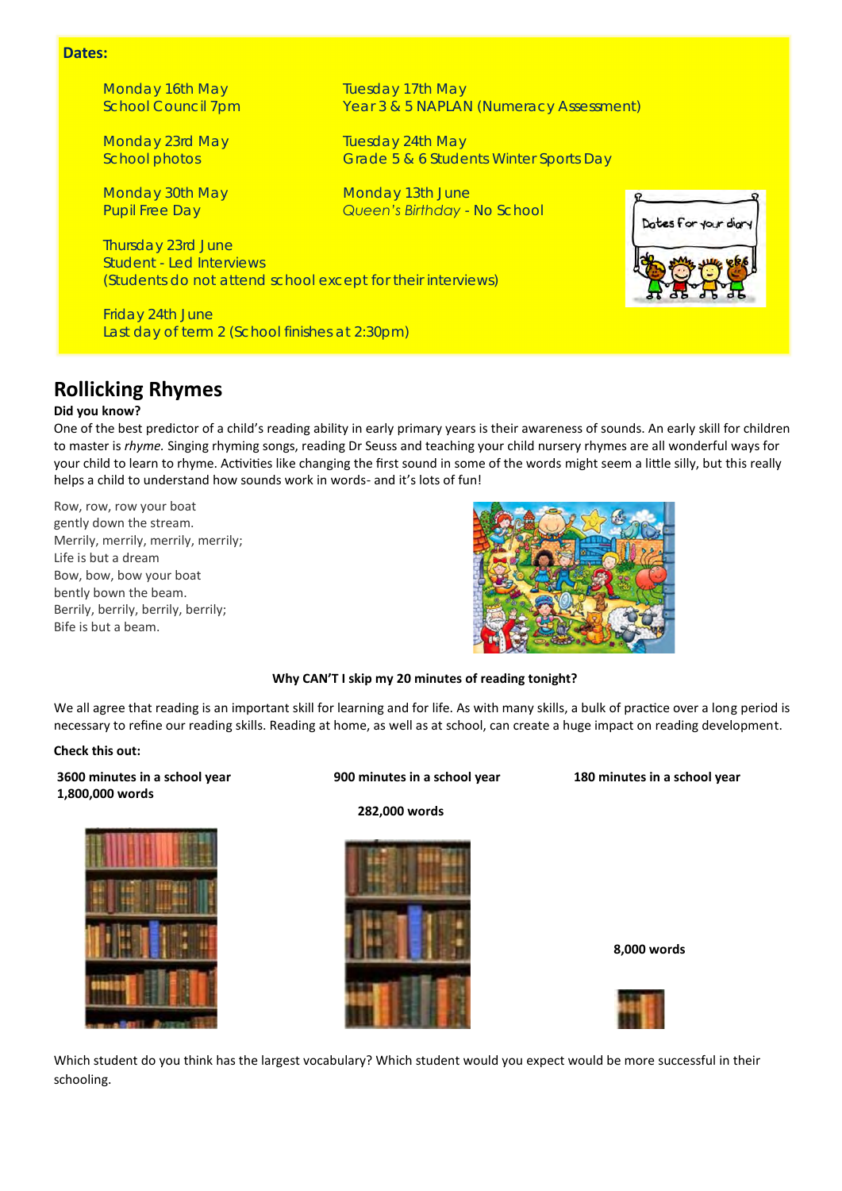**Dates:**

Monday 16th May
School Council 7pm

Tuesday 17th May
Year 3 & 5 NAPLAN (Numeracy Assessment)

Monday 23rd May
School photos

Tuesday 24th May
Grade 5 & 6 Students Winter Sports Day

Monday 30th May
Pupil Free Day

Monday 13th June
*Queen's Birthday* - No School

Thursday 23rd June
Student - Led Interviews
(Students do not attend school except for their interviews)

Friday 24th June
Last day of term 2 (School finishes at 2:30pm)

## Rollicking Rhymes

**Did you know?**

One of the best predictor of a child's reading ability in early primary years is their awareness of sounds. An early skill for children to master is *rhyme.* Singing rhyming songs, reading Dr Seuss and teaching your child nursery rhymes are all wonderful ways for your child to learn to rhyme. Activities like changing the first sound in some of the words might seem a little silly, but this really helps a child to understand how sounds work in words- and it's lots of fun!

Row, row, row your boat
gently down the stream.
Merrily, merrily, merrily, merrily;
Life is but a dream
Bow, bow, bow your boat
bently bown the beam.
Berrily, berrily, berrily, berrily;
Bife is but a beam.

**Why CAN'T I skip my 20 minutes of reading tonight?**

We all agree that reading is an important skill for learning and for life. As with many skills, a bulk of practice over a long period is necessary to refine our reading skills. Reading at home, as well as at school, can create a huge impact on reading development.

**Check this out:**

**3600 minutes in a school year**
**1,800,000 words**

**900 minutes in a school year**
**282,000 words**

**180 minutes in a school year**
**8,000 words**

Which student do you think has the largest vocabulary? Which student would you expect would be more successful in their schooling.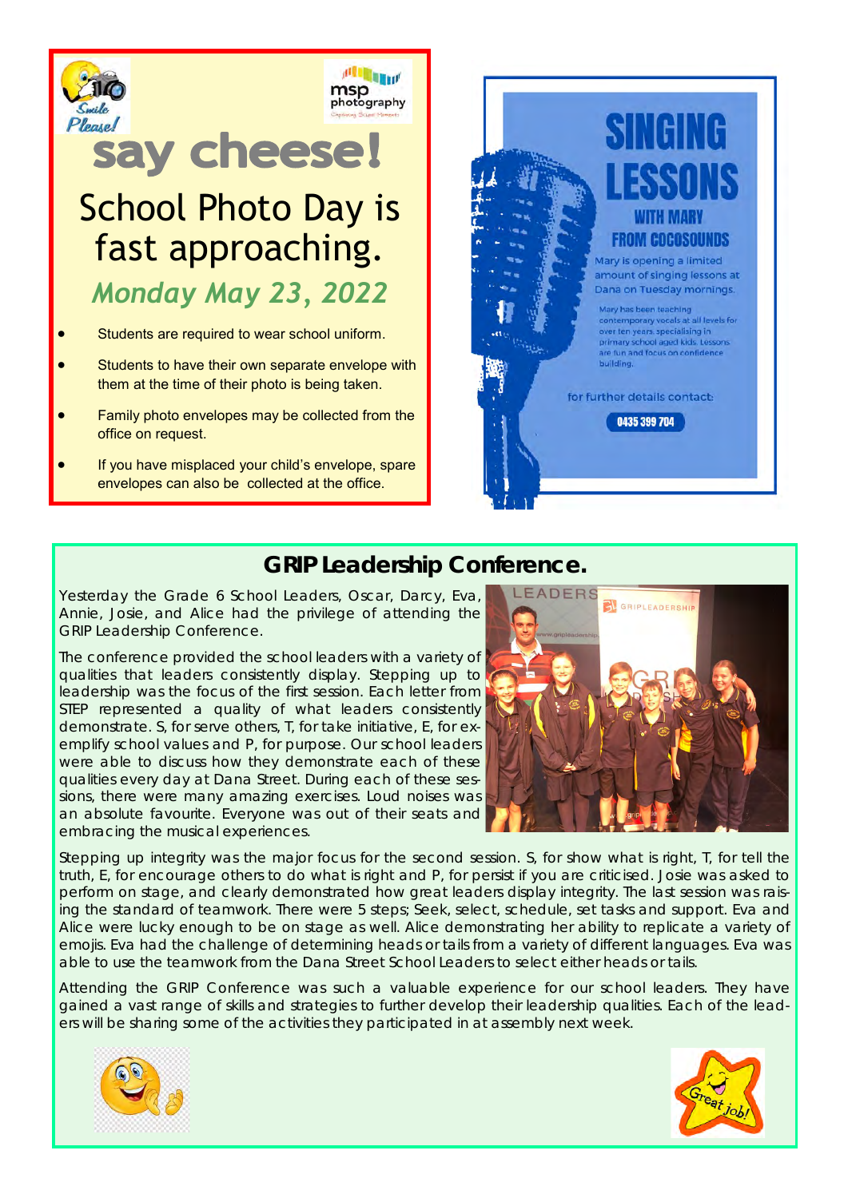# say cheese!

## School Photo Day is fast approaching.

### *Monday May 23, 2022*

- Students are required to wear school uniform.
- Students to have their own separate envelope with them at the time of their photo is being taken.
- Family photo envelopes may be collected from the office on request.
- If you have misplaced your child's envelope, spare envelopes can also be collected at the office.

# SINGING LESSONS

### WITH MARY FROM COCOSOUNDS

Mary is opening a limited amount of singing lessons at Dana on Tuesday mornings.

Mary has been teaching contemporary vocals at all levels for over ten years, specialising in primary school aged kids. Lessons are fun and focus on confidence building.

for further details contact:

**0435 399 704**

## GRIP Leadership Conference.

Yesterday the Grade 6 School Leaders, Oscar, Darcy, Eva, Annie, Josie, and Alice had the privilege of attending the GRIP Leadership Conference.

The conference provided the school leaders with a variety of qualities that leaders consistently display. Stepping up to leadership was the focus of the first session. Each letter from STEP represented a quality of what leaders consistently demonstrate. S, for serve others, T, for take initiative, E, for exemplify school values and P, for purpose. Our school leaders were able to discuss how they demonstrate each of these qualities every day at Dana Street. During each of these sessions, there were many amazing exercises. Loud noises was an absolute favourite. Everyone was out of their seats and embracing the musical experiences.

Stepping up integrity was the major focus for the second session. S, for show what is right, T, for tell the truth, E, for encourage others to do what is right and P, for persist if you are criticised. Josie was asked to perform on stage, and clearly demonstrated how great leaders display integrity. The last session was raising the standard of teamwork. There were 5 steps; Seek, select, schedule, set tasks and support. Eva and Alice were lucky enough to be on stage as well. Alice demonstrating her ability to replicate a variety of emojis. Eva had the challenge of determining heads or tails from a variety of different languages. Eva was able to use the teamwork from the Dana Street School Leaders to select either heads or tails.

Attending the GRIP Conference was such a valuable experience for our school leaders. They have gained a vast range of skills and strategies to further develop their leadership qualities. Each of the leaders will be sharing some of the activities they participated in at assembly next week.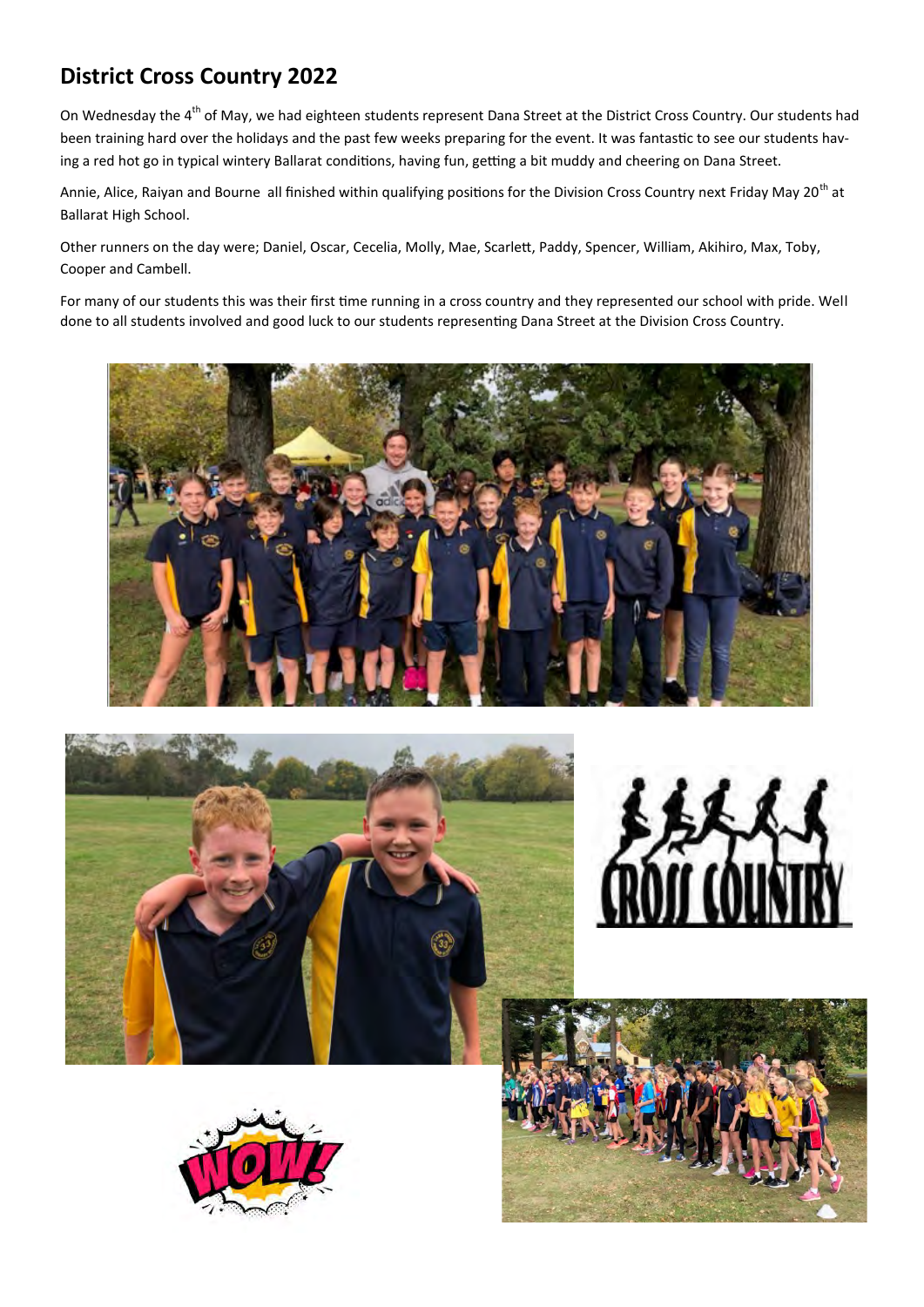## District Cross Country 2022

On Wednesday the 4th of May, we had eighteen students represent Dana Street at the District Cross Country. Our students had been training hard over the holidays and the past few weeks preparing for the event. It was fantastic to see our students having a red hot go in typical wintery Ballarat conditions, having fun, getting a bit muddy and cheering on Dana Street.

Annie, Alice, Raiyan and Bourne all finished within qualifying positions for the Division Cross Country next Friday May 20th at Ballarat High School.

Other runners on the day were; Daniel, Oscar, Cecelia, Molly, Mae, Scarlett, Paddy, Spencer, William, Akihiro, Max, Toby, Cooper and Cambell.

For many of our students this was their first time running in a cross country and they represented our school with pride. Well done to all students involved and good luck to our students representing Dana Street at the Division Cross Country.